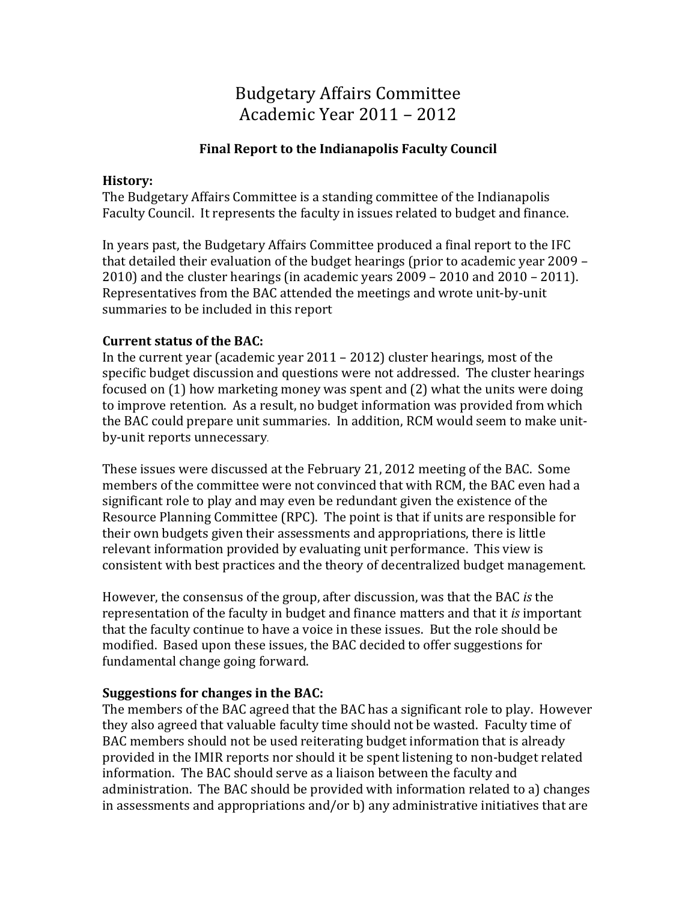# Budgetary Affairs Committee
# Academic Year 2011 – 2012

### Final Report to the Indianapolis Faculty Council

**History:**
The Budgetary Affairs Committee is a standing committee of the Indianapolis Faculty Council. It represents the faculty in issues related to budget and finance.

In years past, the Budgetary Affairs Committee produced a final report to the IFC that detailed their evaluation of the budget hearings (prior to academic year 2009 – 2010) and the cluster hearings (in academic years 2009 – 2010 and 2010 – 2011). Representatives from the BAC attended the meetings and wrote unit-by-unit summaries to be included in this report

**Current status of the BAC:**
In the current year (academic year 2011 – 2012) cluster hearings, most of the specific budget discussion and questions were not addressed. The cluster hearings focused on (1) how marketing money was spent and (2) what the units were doing to improve retention. As a result, no budget information was provided from which the BAC could prepare unit summaries. In addition, RCM would seem to make unit-by-unit reports unnecessary.

These issues were discussed at the February 21, 2012 meeting of the BAC. Some members of the committee were not convinced that with RCM, the BAC even had a significant role to play and may even be redundant given the existence of the Resource Planning Committee (RPC). The point is that if units are responsible for their own budgets given their assessments and appropriations, there is little relevant information provided by evaluating unit performance. This view is consistent with best practices and the theory of decentralized budget management.

However, the consensus of the group, after discussion, was that the BAC *is* the representation of the faculty in budget and finance matters and that it *is* important that the faculty continue to have a voice in these issues. But the role should be modified. Based upon these issues, the BAC decided to offer suggestions for fundamental change going forward.

**Suggestions for changes in the BAC:**
The members of the BAC agreed that the BAC has a significant role to play. However they also agreed that valuable faculty time should not be wasted. Faculty time of BAC members should not be used reiterating budget information that is already provided in the IMIR reports nor should it be spent listening to non-budget related information. The BAC should serve as a liaison between the faculty and administration. The BAC should be provided with information related to a) changes in assessments and appropriations and/or b) any administrative initiatives that are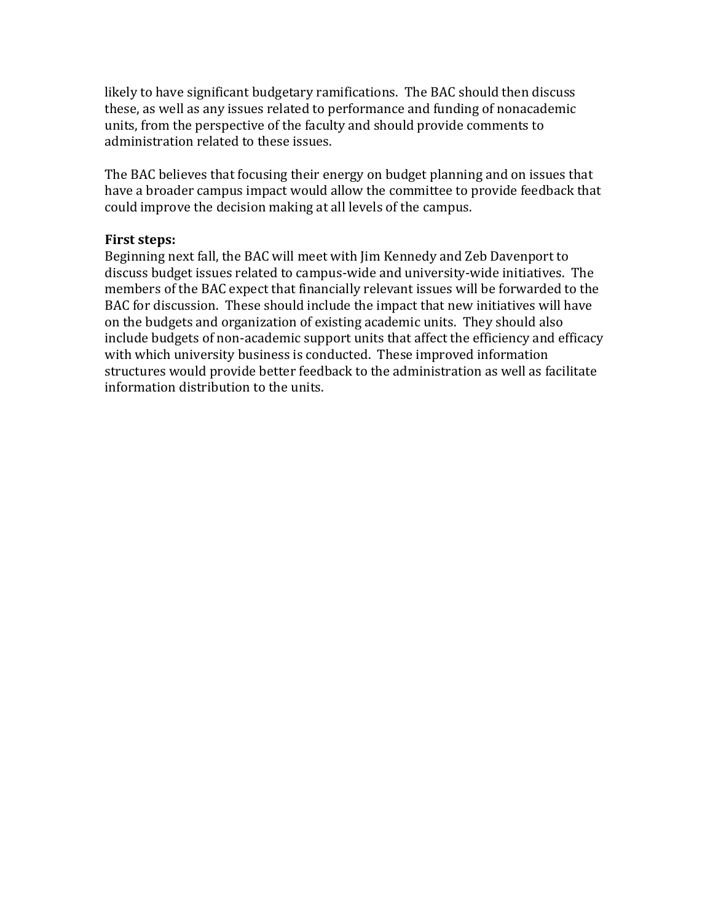likely to have significant budgetary ramifications. The BAC should then discuss these, as well as any issues related to performance and funding of nonacademic units, from the perspective of the faculty and should provide comments to administration related to these issues.

The BAC believes that focusing their energy on budget planning and on issues that have a broader campus impact would allow the committee to provide feedback that could improve the decision making at all levels of the campus.

**First steps:**
Beginning next fall, the BAC will meet with Jim Kennedy and Zeb Davenport to discuss budget issues related to campus-wide and university-wide initiatives. The members of the BAC expect that financially relevant issues will be forwarded to the BAC for discussion. These should include the impact that new initiatives will have on the budgets and organization of existing academic units. They should also include budgets of non-academic support units that affect the efficiency and efficacy with which university business is conducted. These improved information structures would provide better feedback to the administration as well as facilitate information distribution to the units.